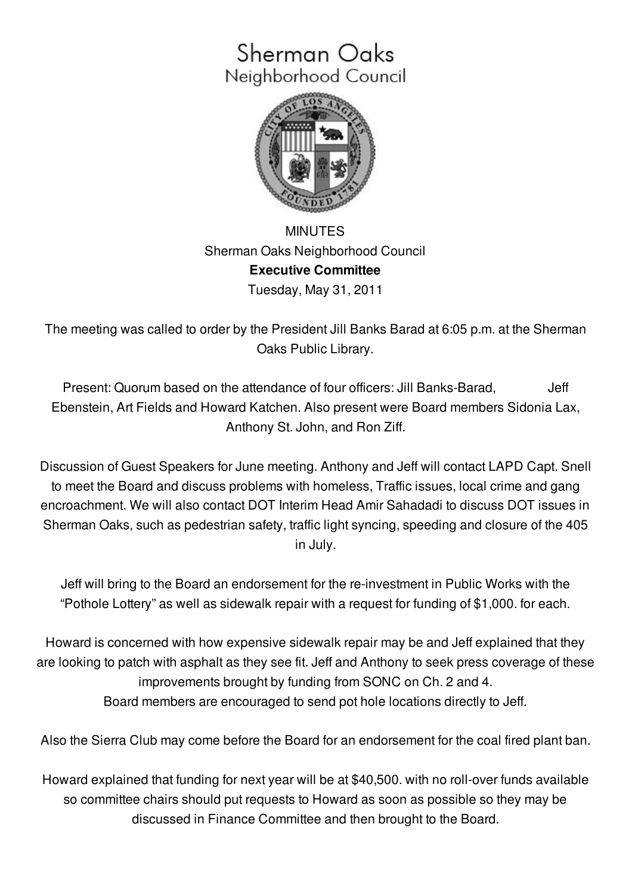# Sherman Oaks
## Neighborhood Council

MINUTES
Sherman Oaks Neighborhood Council
**Executive Committee**
Tuesday, May 31, 2011

The meeting was called to order by the President Jill Banks Barad at 6:05 p.m. at the Sherman Oaks Public Library.

Present: Quorum based on the attendance of four officers: Jill Banks-Barad, Jeff Ebenstein, Art Fields and Howard Katchen. Also present were Board members Sidonia Lax, Anthony St. John, and Ron Ziff.

Discussion of Guest Speakers for June meeting. Anthony and Jeff will contact LAPD Capt. Snell to meet the Board and discuss problems with homeless, Traffic issues, local crime and gang encroachment. We will also contact DOT Interim Head Amir Sahadadi to discuss DOT issues in Sherman Oaks, such as pedestrian safety, traffic light syncing, speeding and closure of the 405 in July.

Jeff will bring to the Board an endorsement for the re-investment in Public Works with the "Pothole Lottery" as well as sidewalk repair with a request for funding of $1,000. for each.

Howard is concerned with how expensive sidewalk repair may be and Jeff explained that they are looking to patch with asphalt as they see fit. Jeff and Anthony to seek press coverage of these improvements brought by funding from SONC on Ch. 2 and 4.
Board members are encouraged to send pot hole locations directly to Jeff.

Also the Sierra Club may come before the Board for an endorsement for the coal fired plant ban.

Howard explained that funding for next year will be at $40,500. with no roll-over funds available so committee chairs should put requests to Howard as soon as possible so they may be discussed in Finance Committee and then brought to the Board.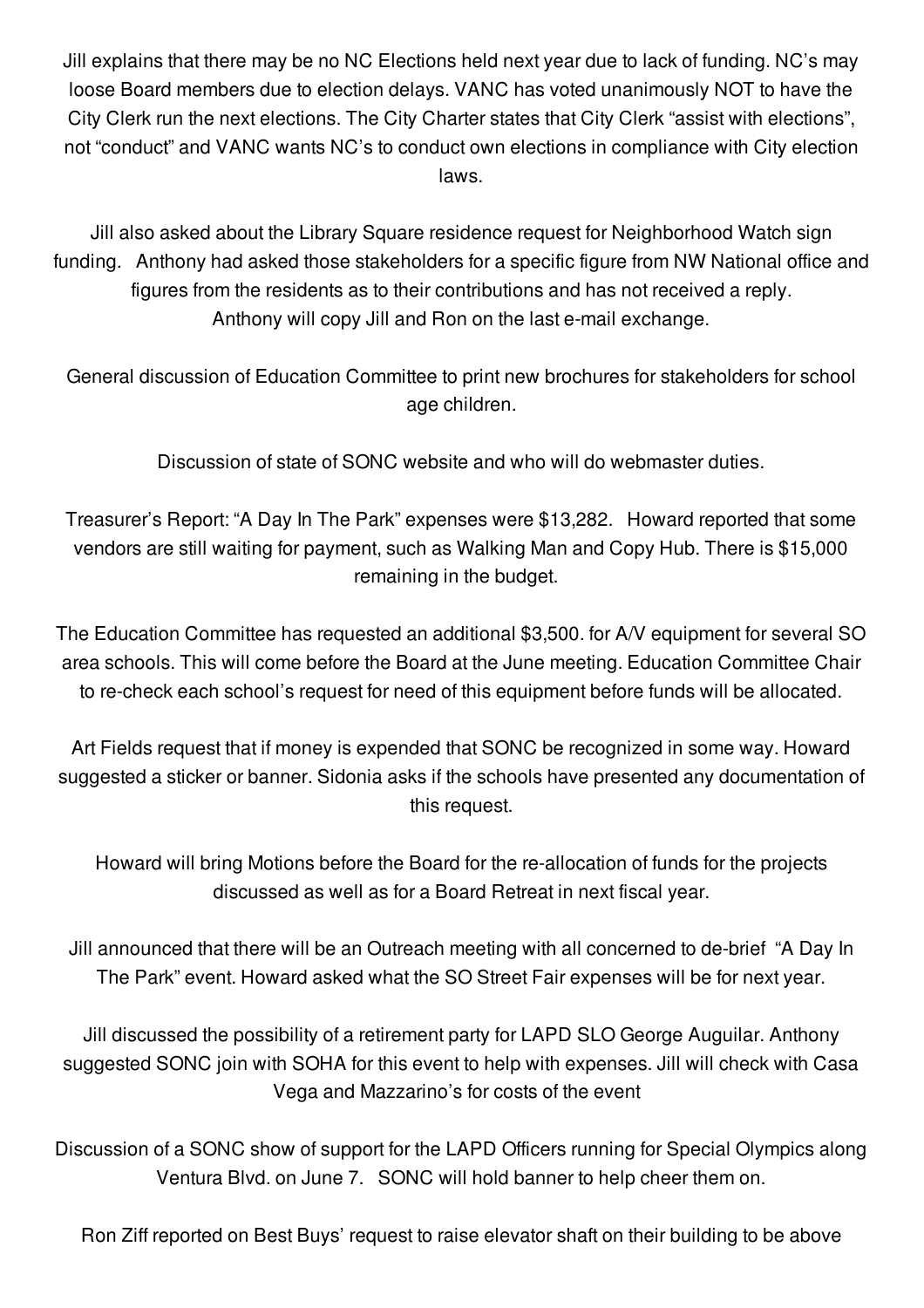Jill explains that there may be no NC Elections held next year due to lack of funding. NC's may loose Board members due to election delays. VANC has voted unanimously NOT to have the City Clerk run the next elections. The City Charter states that City Clerk "assist with elections", not "conduct" and VANC wants NC's to conduct own elections in compliance with City election laws.

Jill also asked about the Library Square residence request for Neighborhood Watch sign funding. Anthony had asked those stakeholders for a specific figure from NW National office and figures from the residents as to their contributions and has not received a reply. Anthony will copy Jill and Ron on the last e-mail exchange.

General discussion of Education Committee to print new brochures for stakeholders for school age children.

Discussion of state of SONC website and who will do webmaster duties.

Treasurer's Report: "A Day In The Park" expenses were $13,282. Howard reported that some vendors are still waiting for payment, such as Walking Man and Copy Hub. There is $15,000 remaining in the budget.

The Education Committee has requested an additional $3,500. for A/V equipment for several SO area schools. This will come before the Board at the June meeting. Education Committee Chair to re-check each school's request for need of this equipment before funds will be allocated.

Art Fields request that if money is expended that SONC be recognized in some way. Howard suggested a sticker or banner. Sidonia asks if the schools have presented any documentation of this request.

Howard will bring Motions before the Board for the re-allocation of funds for the projects discussed as well as for a Board Retreat in next fiscal year.

Jill announced that there will be an Outreach meeting with all concerned to de-brief "A Day In The Park" event. Howard asked what the SO Street Fair expenses will be for next year.

Jill discussed the possibility of a retirement party for LAPD SLO George Auguilar. Anthony suggested SONC join with SOHA for this event to help with expenses. Jill will check with Casa Vega and Mazzarino's for costs of the event

Discussion of a SONC show of support for the LAPD Officers running for Special Olympics along Ventura Blvd. on June 7. SONC will hold banner to help cheer them on.

Ron Ziff reported on Best Buys' request to raise elevator shaft on their building to be above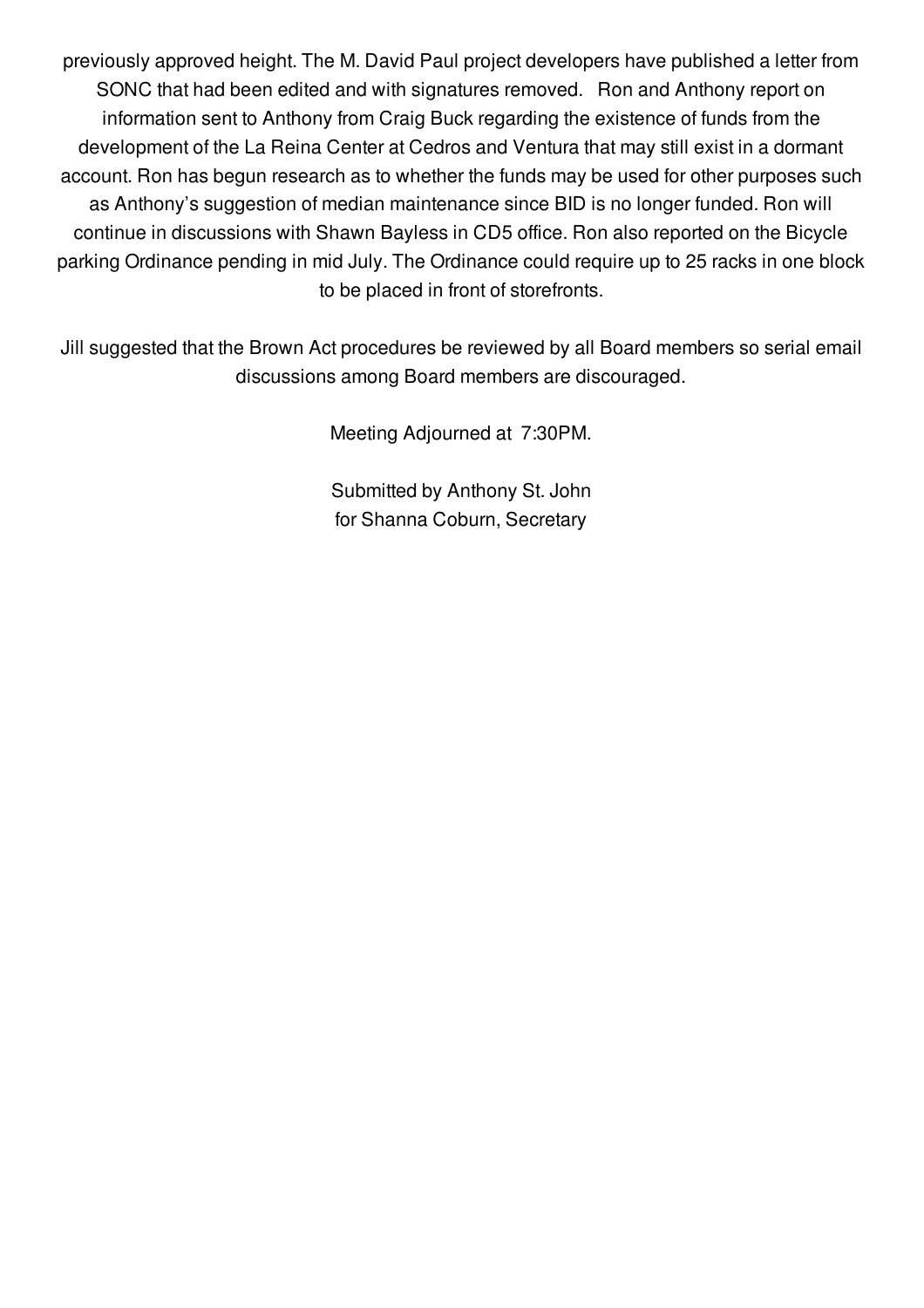previously approved height. The M. David Paul project developers have published a letter from SONC that had been edited and with signatures removed. Ron and Anthony report on information sent to Anthony from Craig Buck regarding the existence of funds from the development of the La Reina Center at Cedros and Ventura that may still exist in a dormant account. Ron has begun research as to whether the funds may be used for other purposes such as Anthony's suggestion of median maintenance since BID is no longer funded. Ron will continue in discussions with Shawn Bayless in CD5 office. Ron also reported on the Bicycle parking Ordinance pending in mid July. The Ordinance could require up to 25 racks in one block to be placed in front of storefronts.

Jill suggested that the Brown Act procedures be reviewed by all Board members so serial email discussions among Board members are discouraged.

Meeting Adjourned at 7:30PM.

Submitted by Anthony St. John
for Shanna Coburn, Secretary